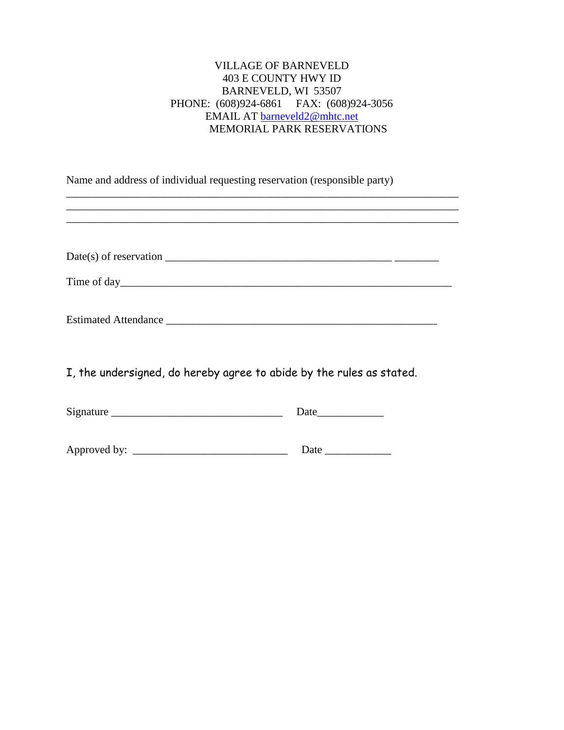VILLAGE OF BARNEVELD
403 E COUNTY HWY ID
BARNEVELD, WI 53507
PHONE: (608)924-6861 FAX: (608)924-3056
EMAIL AT barneveld2@mhtc.net
MEMORIAL PARK RESERVATIONS

Name and address of individual requesting reservation (responsible party)

_______________________________________________________________________

_______________________________________________________________________

_______________________________________________________________________

Date(s) of reservation _________________________________________ ________

Time of day____________________________________________________________

Estimated Attendance ___________________________________________________

I, the undersigned, do hereby agree to abide by the rules as stated.

Signature ______________________________ Date____________

Approved by: ___________________________ Date ____________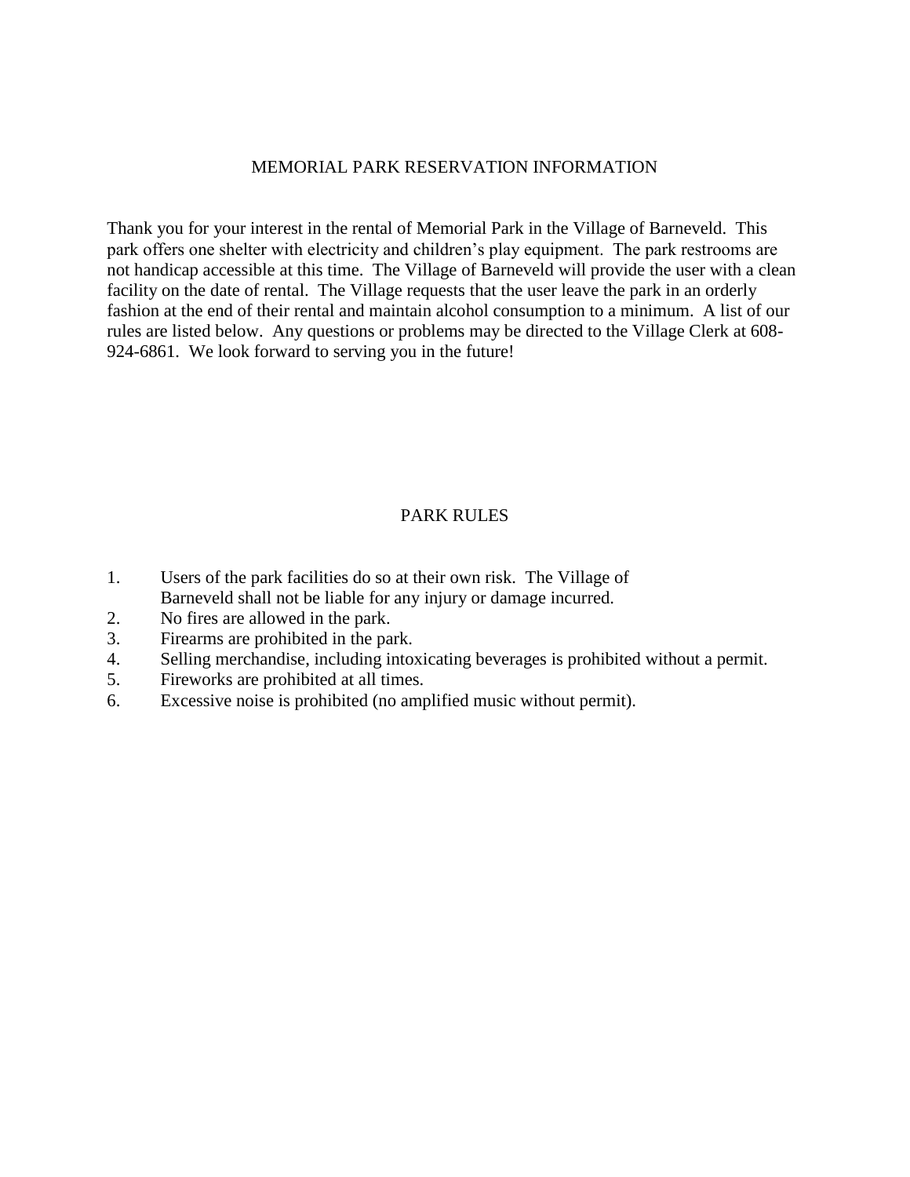## MEMORIAL PARK RESERVATION INFORMATION

Thank you for your interest in the rental of Memorial Park in the Village of Barneveld. This park offers one shelter with electricity and children's play equipment. The park restrooms are not handicap accessible at this time. The Village of Barneveld will provide the user with a clean facility on the date of rental. The Village requests that the user leave the park in an orderly fashion at the end of their rental and maintain alcohol consumption to a minimum. A list of our rules are listed below. Any questions or problems may be directed to the Village Clerk at 608-924-6861. We look forward to serving you in the future!

## PARK RULES

1. Users of the park facilities do so at their own risk. The Village of Barneveld shall not be liable for any injury or damage incurred.
2. No fires are allowed in the park.
3. Firearms are prohibited in the park.
4. Selling merchandise, including intoxicating beverages is prohibited without a permit.
5. Fireworks are prohibited at all times.
6. Excessive noise is prohibited (no amplified music without permit).